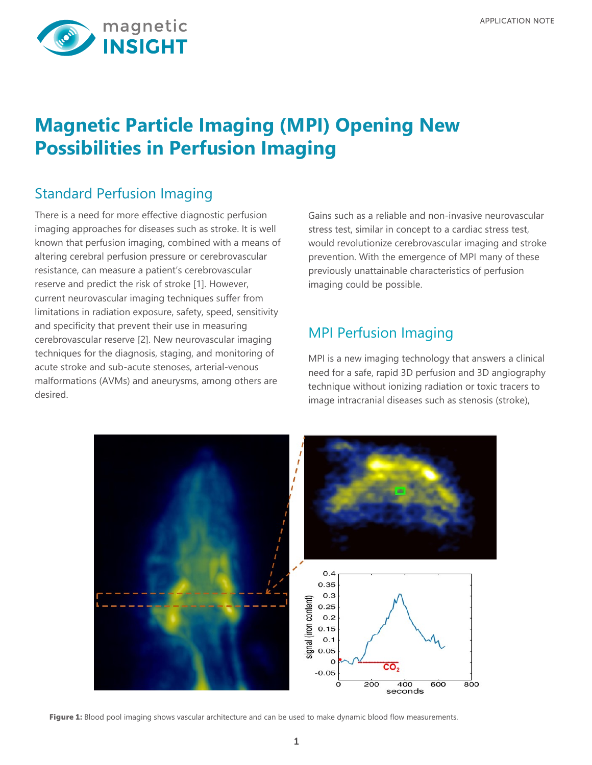# Magnetic Particle Imaging (MPI) Opening New Possibilities in Perfusion Imaging

## Standard Perfusion Imaging

There is a need for more effective diagnostic perfusion imaging approaches for diseases such as stroke. It is well known that perfusion imaging, combined with a means of altering cerebral perfusion pressure or cerebrovascular resistance, can measure a patient's cerebrovascular reserve and predict the risk of stroke [1]. However, current neurovascular imaging techniques suffer from limitations in radiation exposure, safety, speed, sensitivity and specificity that prevent their use in measuring cerebrovascular reserve [2]. New neurovascular imaging techniques for the diagnosis, staging, and monitoring of acute stroke and sub-acute stenoses, arterial-venous malformations (AVMs) and aneurysms, among others are desired.

Gains such as a reliable and non-invasive neurovascular stress test, similar in concept to a cardiac stress test, would revolutionize cerebrovascular imaging and stroke prevention. With the emergence of MPI many of these previously unattainable characteristics of perfusion imaging could be possible.

## MPI Perfusion Imaging

MPI is a new imaging technology that answers a clinical need for a safe, rapid 3D perfusion and 3D angiography technique without ionizing radiation or toxic tracers to image intracranial diseases such as stenosis (stroke),

**Figure 1:** Blood pool imaging shows vascular architecture and can be used to make dynamic blood flow measurements.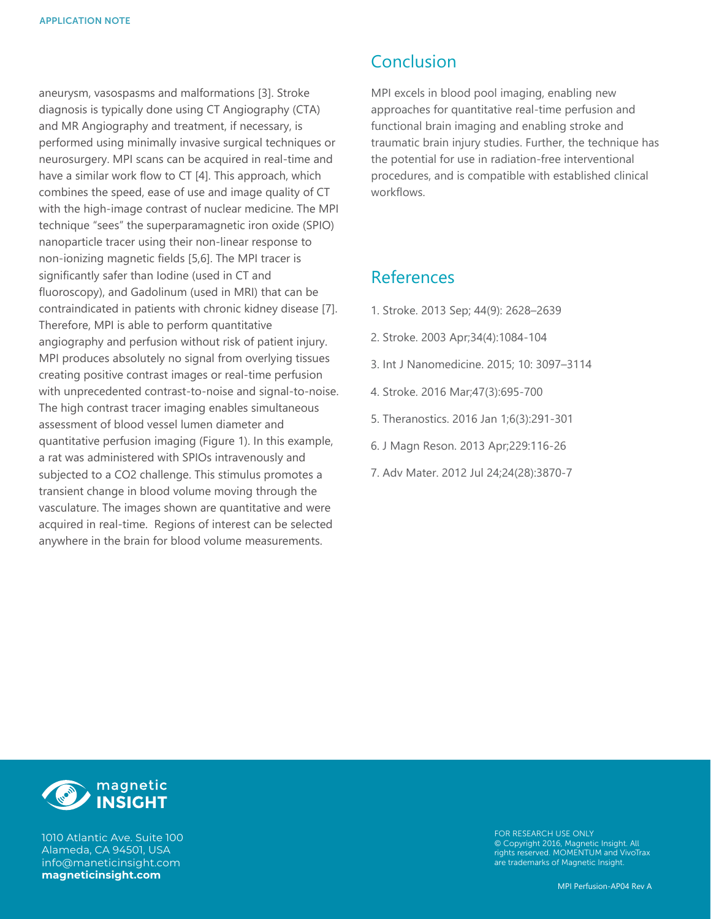aneurysm, vasospasms and malformations [3]. Stroke diagnosis is typically done using CT Angiography (CTA) and MR Angiography and treatment, if necessary, is performed using minimally invasive surgical techniques or neurosurgery. MPI scans can be acquired in real-time and have a similar work flow to CT [4]. This approach, which combines the speed, ease of use and image quality of CT with the high-image contrast of nuclear medicine. The MPI technique "sees" the superparamagnetic iron oxide (SPIO) nanoparticle tracer using their non-linear response to non-ionizing magnetic fields [5,6]. The MPI tracer is significantly safer than Iodine (used in CT and fluoroscopy), and Gadolinum (used in MRI) that can be contraindicated in patients with chronic kidney disease [7]. Therefore, MPI is able to perform quantitative angiography and perfusion without risk of patient injury. MPI produces absolutely no signal from overlying tissues creating positive contrast images or real-time perfusion with unprecedented contrast-to-noise and signal-to-noise. The high contrast tracer imaging enables simultaneous assessment of blood vessel lumen diameter and quantitative perfusion imaging (Figure 1). In this example, a rat was administered with SPIOs intravenously and subjected to a $CO_2$ challenge. This stimulus promotes a transient change in blood volume moving through the vasculature. The images shown are quantitative and were acquired in real-time. Regions of interest can be selected anywhere in the brain for blood volume measurements.

## Conclusion

MPI excels in blood pool imaging, enabling new approaches for quantitative real-time perfusion and functional brain imaging and enabling stroke and traumatic brain injury studies. Further, the technique has the potential for use in radiation-free interventional procedures, and is compatible with established clinical workflows.

## References

1. Stroke. 2013 Sep; 44(9): 2628–2639
2. Stroke. 2003 Apr;34(4):1084-104
3. Int J Nanomedicine. 2015; 10: 3097–3114
4. Stroke. 2016 Mar;47(3):695-700
5. Theranostics. 2016 Jan 1;6(3):291-301
6. J Magn Reson. 2013 Apr;229:116-26
7. Adv Mater. 2012 Jul 24;24(28):3870-7

magnetic **INSIGHT**

1010 Atlantic Ave. Suite 100
Alameda, CA 94501, USA
info@maneticinsight.com
**magneticinsight.com**

FOR RESEARCH USE ONLY
© Copyright 2016, Magnetic Insight. All rights reserved. MOMENTUM and VivoTrax are trademarks of Magnetic Insight.

MPI Perfusion-AP04 Rev A